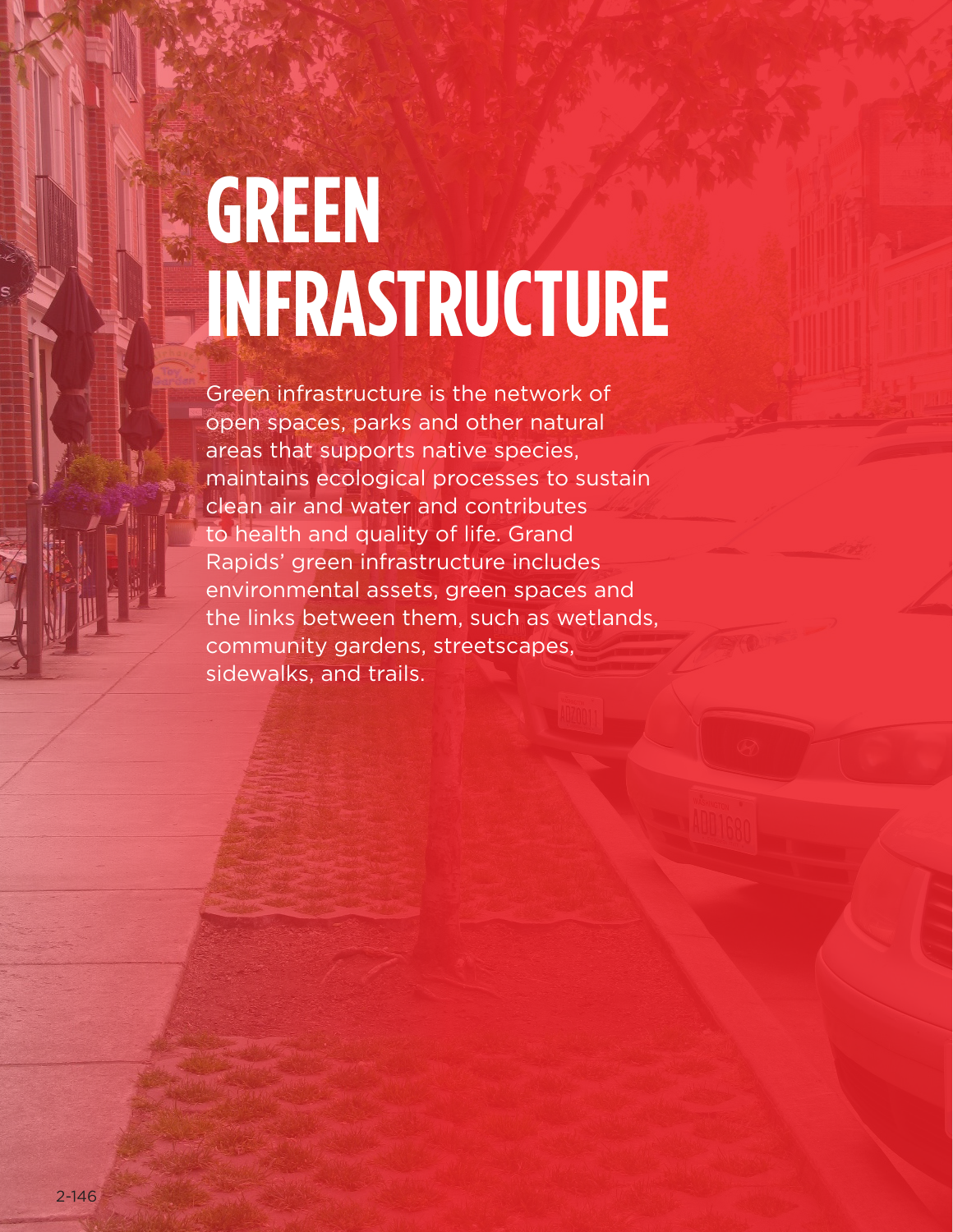# GREEN INFRASTRUCTURE

Green infrastructure is the network of open spaces, parks and other natural areas that supports native species, maintains ecological processes to sustain clean air and water and contributes to health and quality of life. Grand Rapids' green infrastructure includes environmental assets, green spaces and the links between them, such as wetlands, community gardens, streetscapes, sidewalks, and trails.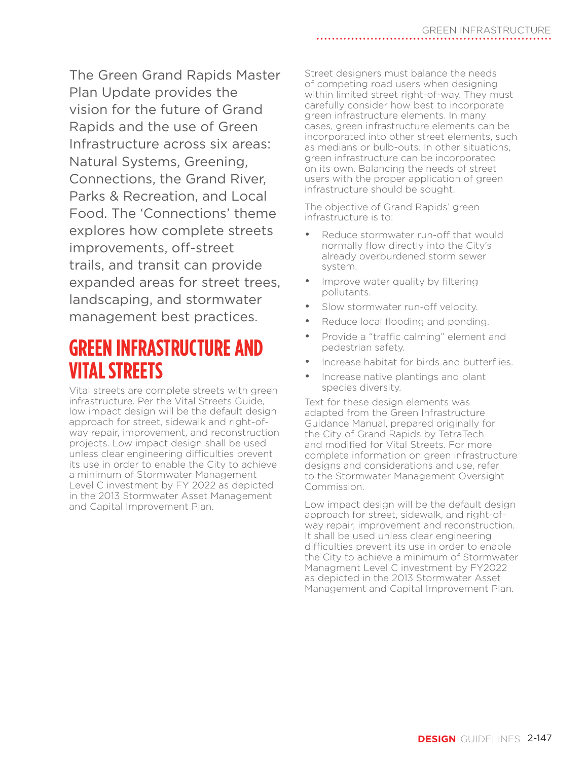The Green Grand Rapids Master Plan Update provides the vision for the future of Grand Rapids and the use of Green Infrastructure across six areas: Natural Systems, Greening, Connections, the Grand River, Parks & Recreation, and Local Food. The 'Connections' theme explores how complete streets improvements, off-street trails, and transit can provide expanded areas for street trees, landscaping, and stormwater management best practices.

# GREEN INFRASTRUCTURE AND VITAL STREETS

Vital streets are complete streets with green infrastructure. Per the Vital Streets Guide, low impact design will be the default design approach for street, sidewalk and right-of-way repair, improvement, and reconstruction projects. Low impact design shall be used unless clear engineering difficulties prevent its use in order to enable the City to achieve a minimum of Stormwater Management Level C investment by FY 2022 as depicted in the 2013 Stormwater Asset Management and Capital Improvement Plan.

Street designers must balance the needs of competing road users when designing within limited street right-of-way. They must carefully consider how best to incorporate green infrastructure elements. In many cases, green infrastructure elements can be incorporated into other street elements, such as medians or bulb-outs. In other situations, green infrastructure can be incorporated on its own. Balancing the needs of street users with the proper application of green infrastructure should be sought.

The objective of Grand Rapids' green infrastructure is to:

- Reduce stormwater run-off that would normally flow directly into the City's already overburdened storm sewer system.
- Improve water quality by filtering pollutants.
- Slow stormwater run-off velocity.
- Reduce local flooding and ponding.
- Provide a "traffic calming" element and pedestrian safety.
- Increase habitat for birds and butterflies.
- Increase native plantings and plant species diversity.

Text for these design elements was adapted from the Green Infrastructure Guidance Manual, prepared originally for the City of Grand Rapids by TetraTech and modified for Vital Streets. For more complete information on green infrastructure designs and considerations and use, refer to the Stormwater Management Oversight Commission.

Low impact design will be the default design approach for street, sidewalk, and right-of-way repair, improvement and reconstruction. It shall be used unless clear engineering difficulties prevent its use in order to enable the City to achieve a minimum of Stormwater Managment Level C investment by FY2022 as depicted in the 2013 Stormwater Asset Management and Capital Improvement Plan.